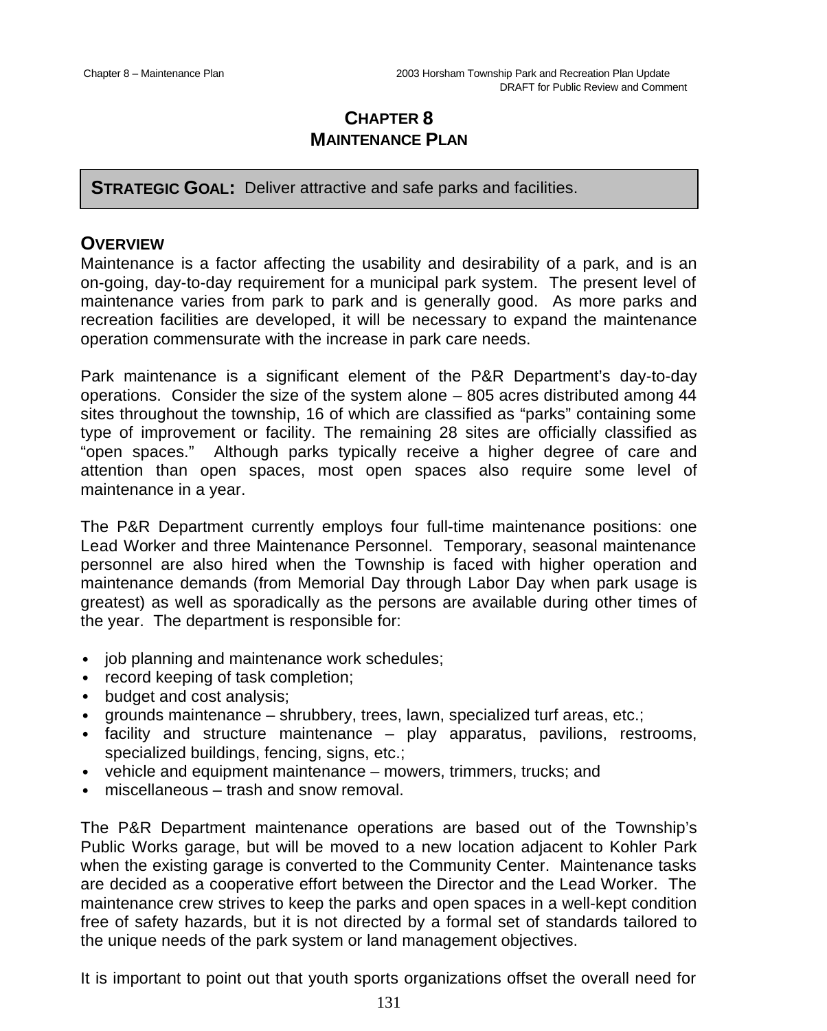# CHAPTER 8
# MAINTENANCE PLAN

**STRATEGIC GOAL:** Deliver attractive and safe parks and facilities.

## OVERVIEW

Maintenance is a factor affecting the usability and desirability of a park, and is an on-going, day-to-day requirement for a municipal park system. The present level of maintenance varies from park to park and is generally good. As more parks and recreation facilities are developed, it will be necessary to expand the maintenance operation commensurate with the increase in park care needs.

Park maintenance is a significant element of the P&R Department's day-to-day operations. Consider the size of the system alone – 805 acres distributed among 44 sites throughout the township, 16 of which are classified as "parks" containing some type of improvement or facility. The remaining 28 sites are officially classified as "open spaces." Although parks typically receive a higher degree of care and attention than open spaces, most open spaces also require some level of maintenance in a year.

The P&R Department currently employs four full-time maintenance positions: one Lead Worker and three Maintenance Personnel. Temporary, seasonal maintenance personnel are also hired when the Township is faced with higher operation and maintenance demands (from Memorial Day through Labor Day when park usage is greatest) as well as sporadically as the persons are available during other times of the year. The department is responsible for:

- job planning and maintenance work schedules;
- record keeping of task completion;
- budget and cost analysis;
- grounds maintenance – shrubbery, trees, lawn, specialized turf areas, etc.;
- facility and structure maintenance – play apparatus, pavilions, restrooms, specialized buildings, fencing, signs, etc.;
- vehicle and equipment maintenance – mowers, trimmers, trucks; and
- miscellaneous – trash and snow removal.

The P&R Department maintenance operations are based out of the Township's Public Works garage, but will be moved to a new location adjacent to Kohler Park when the existing garage is converted to the Community Center. Maintenance tasks are decided as a cooperative effort between the Director and the Lead Worker. The maintenance crew strives to keep the parks and open spaces in a well-kept condition free of safety hazards, but it is not directed by a formal set of standards tailored to the unique needs of the park system or land management objectives.

It is important to point out that youth sports organizations offset the overall need for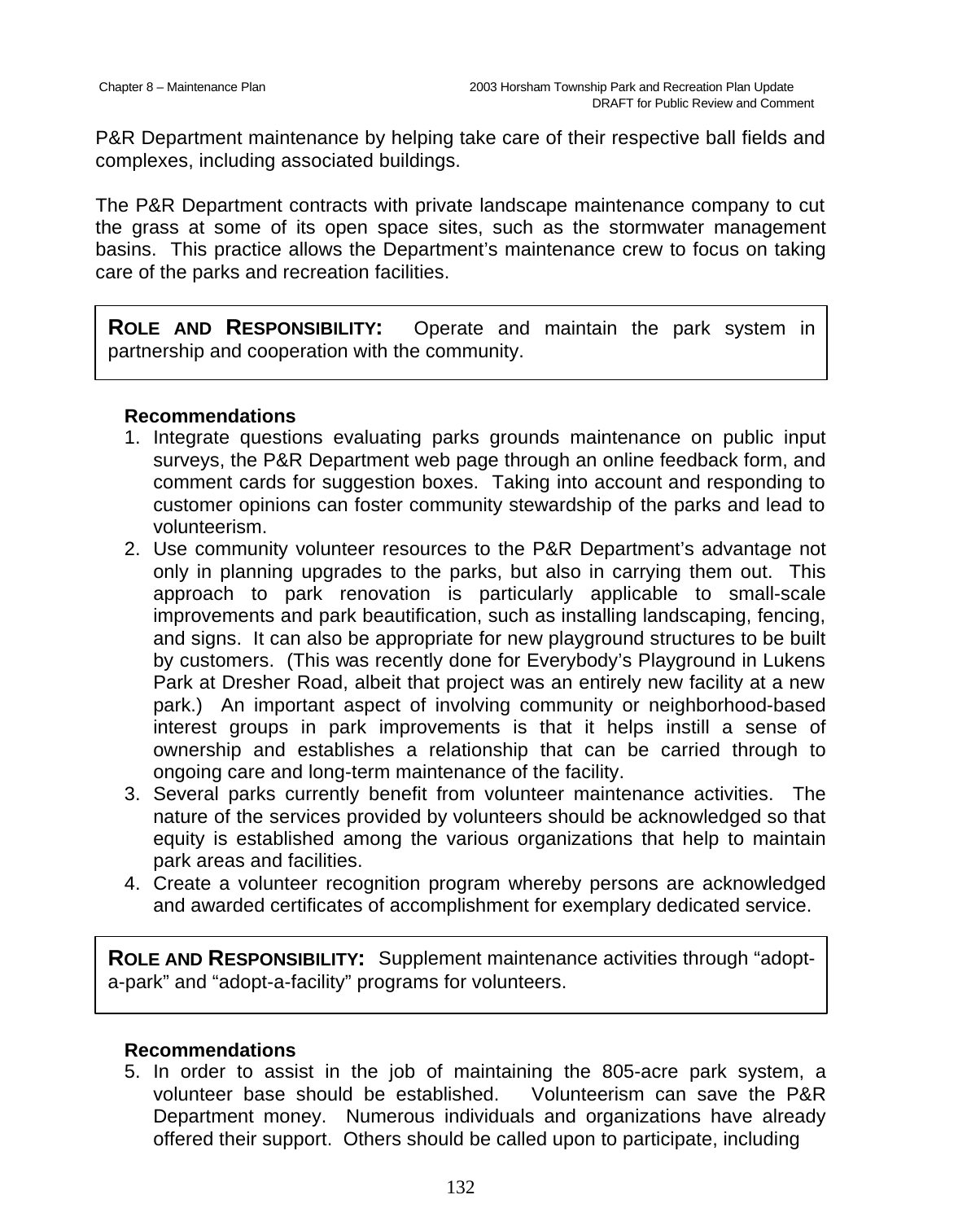P&R Department maintenance by helping take care of their respective ball fields and complexes, including associated buildings.

The P&R Department contracts with private landscape maintenance company to cut the grass at some of its open space sites, such as the stormwater management basins. This practice allows the Department's maintenance crew to focus on taking care of the parks and recreation facilities.

**ROLE AND RESPONSIBILITY:** Operate and maintain the park system in partnership and cooperation with the community.

**Recommendations**

1. Integrate questions evaluating parks grounds maintenance on public input surveys, the P&R Department web page through an online feedback form, and comment cards for suggestion boxes. Taking into account and responding to customer opinions can foster community stewardship of the parks and lead to volunteerism.
2. Use community volunteer resources to the P&R Department's advantage not only in planning upgrades to the parks, but also in carrying them out. This approach to park renovation is particularly applicable to small-scale improvements and park beautification, such as installing landscaping, fencing, and signs. It can also be appropriate for new playground structures to be built by customers. (This was recently done for Everybody's Playground in Lukens Park at Dresher Road, albeit that project was an entirely new facility at a new park.) An important aspect of involving community or neighborhood-based interest groups in park improvements is that it helps instill a sense of ownership and establishes a relationship that can be carried through to ongoing care and long-term maintenance of the facility.
3. Several parks currently benefit from volunteer maintenance activities. The nature of the services provided by volunteers should be acknowledged so that equity is established among the various organizations that help to maintain park areas and facilities.
4. Create a volunteer recognition program whereby persons are acknowledged and awarded certificates of accomplishment for exemplary dedicated service.

**ROLE AND RESPONSIBILITY:** Supplement maintenance activities through "adopt-a-park" and "adopt-a-facility" programs for volunteers.

**Recommendations**

5. In order to assist in the job of maintaining the 805-acre park system, a volunteer base should be established. Volunteerism can save the P&R Department money. Numerous individuals and organizations have already offered their support. Others should be called upon to participate, including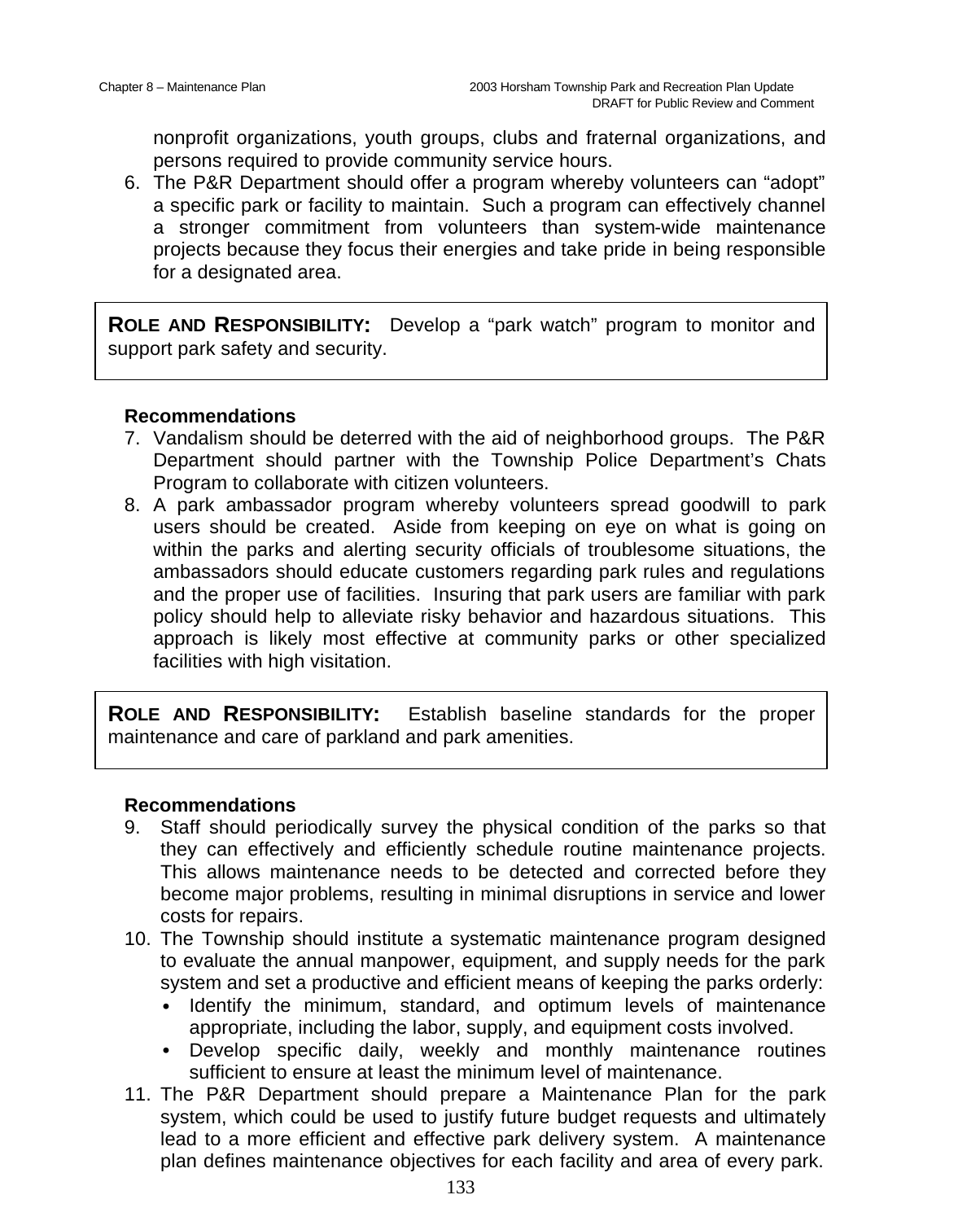nonprofit organizations, youth groups, clubs and fraternal organizations, and persons required to provide community service hours.

6. The P&R Department should offer a program whereby volunteers can "adopt" a specific park or facility to maintain. Such a program can effectively channel a stronger commitment from volunteers than system-wide maintenance projects because they focus their energies and take pride in being responsible for a designated area.

**ROLE AND RESPONSIBILITY:** Develop a "park watch" program to monitor and support park safety and security.

**Recommendations**

7. Vandalism should be deterred with the aid of neighborhood groups. The P&R Department should partner with the Township Police Department's Chats Program to collaborate with citizen volunteers.
8. A park ambassador program whereby volunteers spread goodwill to park users should be created. Aside from keeping on eye on what is going on within the parks and alerting security officials of troublesome situations, the ambassadors should educate customers regarding park rules and regulations and the proper use of facilities. Insuring that park users are familiar with park policy should help to alleviate risky behavior and hazardous situations. This approach is likely most effective at community parks or other specialized facilities with high visitation.

**ROLE AND RESPONSIBILITY:** Establish baseline standards for the proper maintenance and care of parkland and park amenities.

**Recommendations**

9. Staff should periodically survey the physical condition of the parks so that they can effectively and efficiently schedule routine maintenance projects. This allows maintenance needs to be detected and corrected before they become major problems, resulting in minimal disruptions in service and lower costs for repairs.
10. The Township should institute a systematic maintenance program designed to evaluate the annual manpower, equipment, and supply needs for the park system and set a productive and efficient means of keeping the parks orderly:
    - Identify the minimum, standard, and optimum levels of maintenance appropriate, including the labor, supply, and equipment costs involved.
    - Develop specific daily, weekly and monthly maintenance routines sufficient to ensure at least the minimum level of maintenance.
11. The P&R Department should prepare a Maintenance Plan for the park system, which could be used to justify future budget requests and ultimately lead to a more efficient and effective park delivery system. A maintenance plan defines maintenance objectives for each facility and area of every park.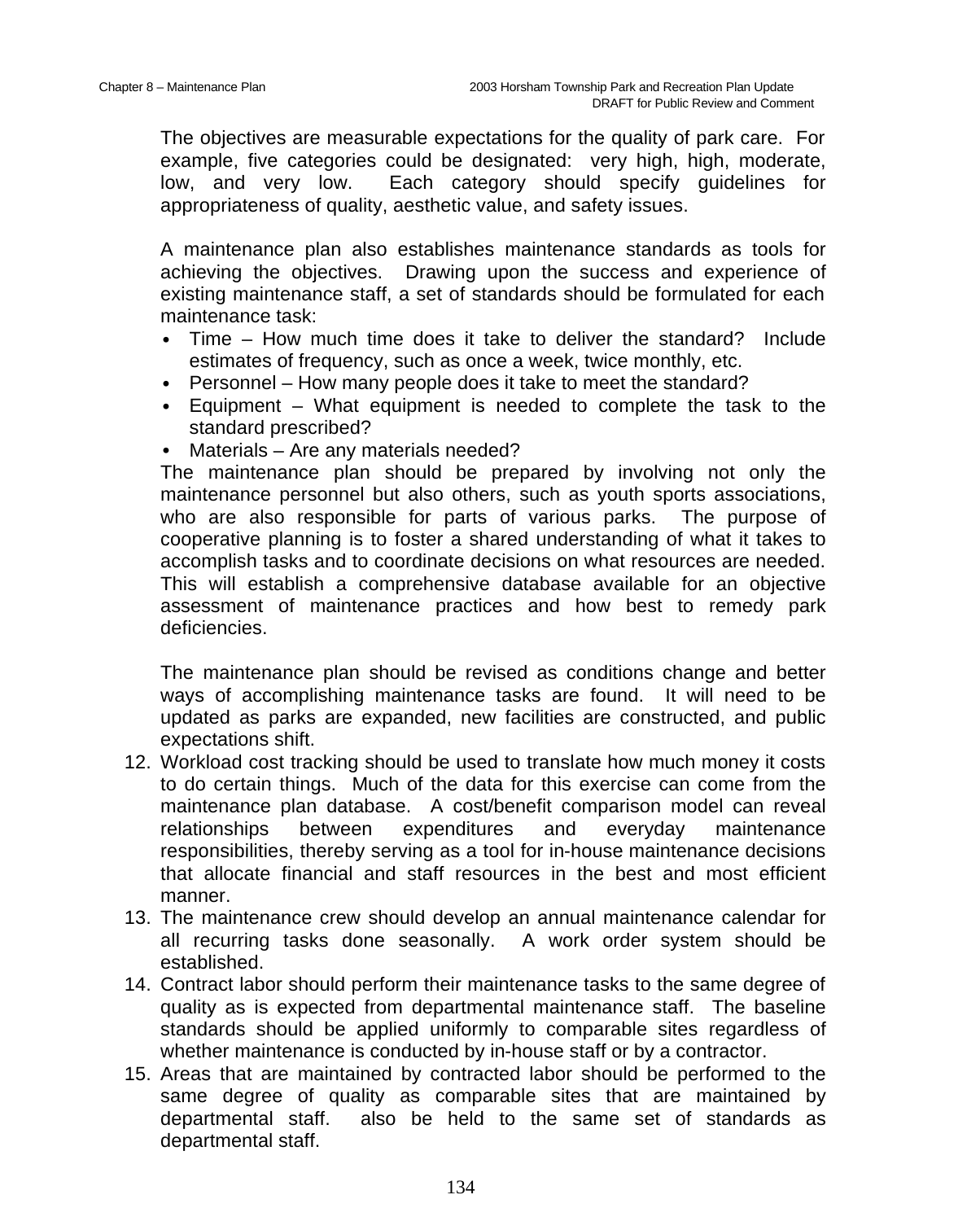The objectives are measurable expectations for the quality of park care. For example, five categories could be designated: very high, high, moderate, low, and very low. Each category should specify guidelines for appropriateness of quality, aesthetic value, and safety issues.

A maintenance plan also establishes maintenance standards as tools for achieving the objectives. Drawing upon the success and experience of existing maintenance staff, a set of standards should be formulated for each maintenance task:

- Time – How much time does it take to deliver the standard? Include estimates of frequency, such as once a week, twice monthly, etc.
- Personnel – How many people does it take to meet the standard?
- Equipment – What equipment is needed to complete the task to the standard prescribed?
- Materials – Are any materials needed?

The maintenance plan should be prepared by involving not only the maintenance personnel but also others, such as youth sports associations, who are also responsible for parts of various parks. The purpose of cooperative planning is to foster a shared understanding of what it takes to accomplish tasks and to coordinate decisions on what resources are needed. This will establish a comprehensive database available for an objective assessment of maintenance practices and how best to remedy park deficiencies.

The maintenance plan should be revised as conditions change and better ways of accomplishing maintenance tasks are found. It will need to be updated as parks are expanded, new facilities are constructed, and public expectations shift.

12. Workload cost tracking should be used to translate how much money it costs to do certain things. Much of the data for this exercise can come from the maintenance plan database. A cost/benefit comparison model can reveal relationships between expenditures and everyday maintenance responsibilities, thereby serving as a tool for in-house maintenance decisions that allocate financial and staff resources in the best and most efficient manner.
13. The maintenance crew should develop an annual maintenance calendar for all recurring tasks done seasonally. A work order system should be established.
14. Contract labor should perform their maintenance tasks to the same degree of quality as is expected from departmental maintenance staff. The baseline standards should be applied uniformly to comparable sites regardless of whether maintenance is conducted by in-house staff or by a contractor.
15. Areas that are maintained by contracted labor should be performed to the same degree of quality as comparable sites that are maintained by departmental staff. also be held to the same set of standards as departmental staff.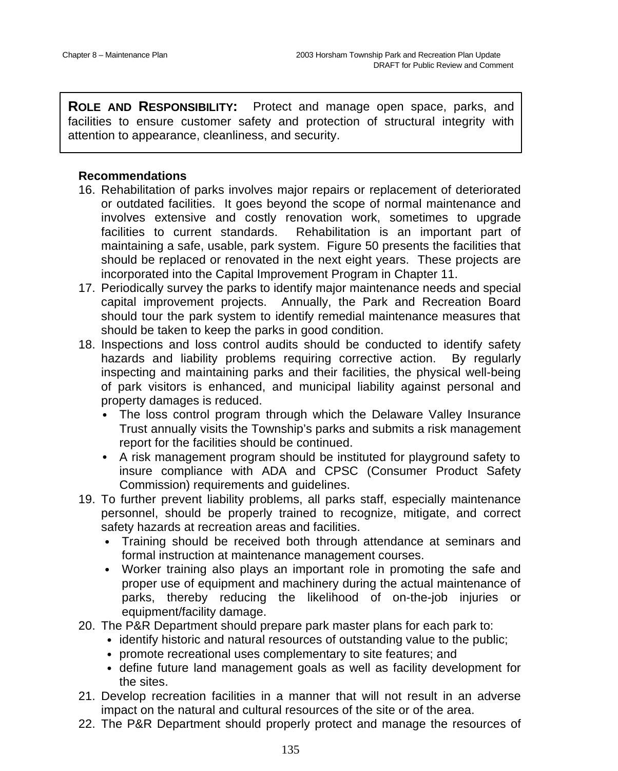**ROLE AND RESPONSIBILITY:** Protect and manage open space, parks, and facilities to ensure customer safety and protection of structural integrity with attention to appearance, cleanliness, and security.

**Recommendations**

16. Rehabilitation of parks involves major repairs or replacement of deteriorated or outdated facilities. It goes beyond the scope of normal maintenance and involves extensive and costly renovation work, sometimes to upgrade facilities to current standards. Rehabilitation is an important part of maintaining a safe, usable, park system. Figure 50 presents the facilities that should be replaced or renovated in the next eight years. These projects are incorporated into the Capital Improvement Program in Chapter 11.
17. Periodically survey the parks to identify major maintenance needs and special capital improvement projects. Annually, the Park and Recreation Board should tour the park system to identify remedial maintenance measures that should be taken to keep the parks in good condition.
18. Inspections and loss control audits should be conducted to identify safety hazards and liability problems requiring corrective action. By regularly inspecting and maintaining parks and their facilities, the physical well-being of park visitors is enhanced, and municipal liability against personal and property damages is reduced.
    - The loss control program through which the Delaware Valley Insurance Trust annually visits the Township's parks and submits a risk management report for the facilities should be continued.
    - A risk management program should be instituted for playground safety to insure compliance with ADA and CPSC (Consumer Product Safety Commission) requirements and guidelines.
19. To further prevent liability problems, all parks staff, especially maintenance personnel, should be properly trained to recognize, mitigate, and correct safety hazards at recreation areas and facilities.
    - Training should be received both through attendance at seminars and formal instruction at maintenance management courses.
    - Worker training also plays an important role in promoting the safe and proper use of equipment and machinery during the actual maintenance of parks, thereby reducing the likelihood of on-the-job injuries or equipment/facility damage.
20. The P&R Department should prepare park master plans for each park to:
    - identify historic and natural resources of outstanding value to the public;
    - promote recreational uses complementary to site features; and
    - define future land management goals as well as facility development for the sites.
21. Develop recreation facilities in a manner that will not result in an adverse impact on the natural and cultural resources of the site or of the area.
22. The P&R Department should properly protect and manage the resources of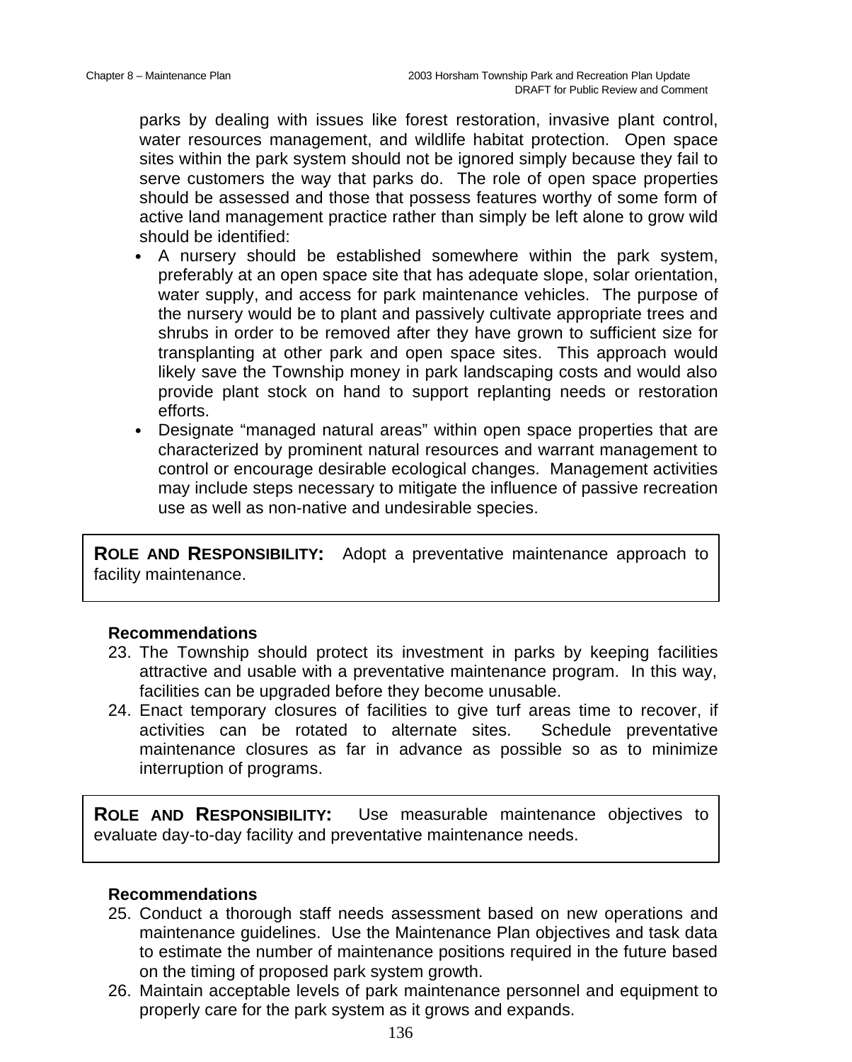parks by dealing with issues like forest restoration, invasive plant control, water resources management, and wildlife habitat protection. Open space sites within the park system should not be ignored simply because they fail to serve customers the way that parks do. The role of open space properties should be assessed and those that possess features worthy of some form of active land management practice rather than simply be left alone to grow wild should be identified:

- A nursery should be established somewhere within the park system, preferably at an open space site that has adequate slope, solar orientation, water supply, and access for park maintenance vehicles. The purpose of the nursery would be to plant and passively cultivate appropriate trees and shrubs in order to be removed after they have grown to sufficient size for transplanting at other park and open space sites. This approach would likely save the Township money in park landscaping costs and would also provide plant stock on hand to support replanting needs or restoration efforts.
- Designate "managed natural areas" within open space properties that are characterized by prominent natural resources and warrant management to control or encourage desirable ecological changes. Management activities may include steps necessary to mitigate the influence of passive recreation use as well as non-native and undesirable species.

**ROLE AND RESPONSIBILITY:** Adopt a preventative maintenance approach to facility maintenance.

**Recommendations**

23. The Township should protect its investment in parks by keeping facilities attractive and usable with a preventative maintenance program. In this way, facilities can be upgraded before they become unusable.
24. Enact temporary closures of facilities to give turf areas time to recover, if activities can be rotated to alternate sites. Schedule preventative maintenance closures as far in advance as possible so as to minimize interruption of programs.

**ROLE AND RESPONSIBILITY:** Use measurable maintenance objectives to evaluate day-to-day facility and preventative maintenance needs.

**Recommendations**

25. Conduct a thorough staff needs assessment based on new operations and maintenance guidelines. Use the Maintenance Plan objectives and task data to estimate the number of maintenance positions required in the future based on the timing of proposed park system growth.
26. Maintain acceptable levels of park maintenance personnel and equipment to properly care for the park system as it grows and expands.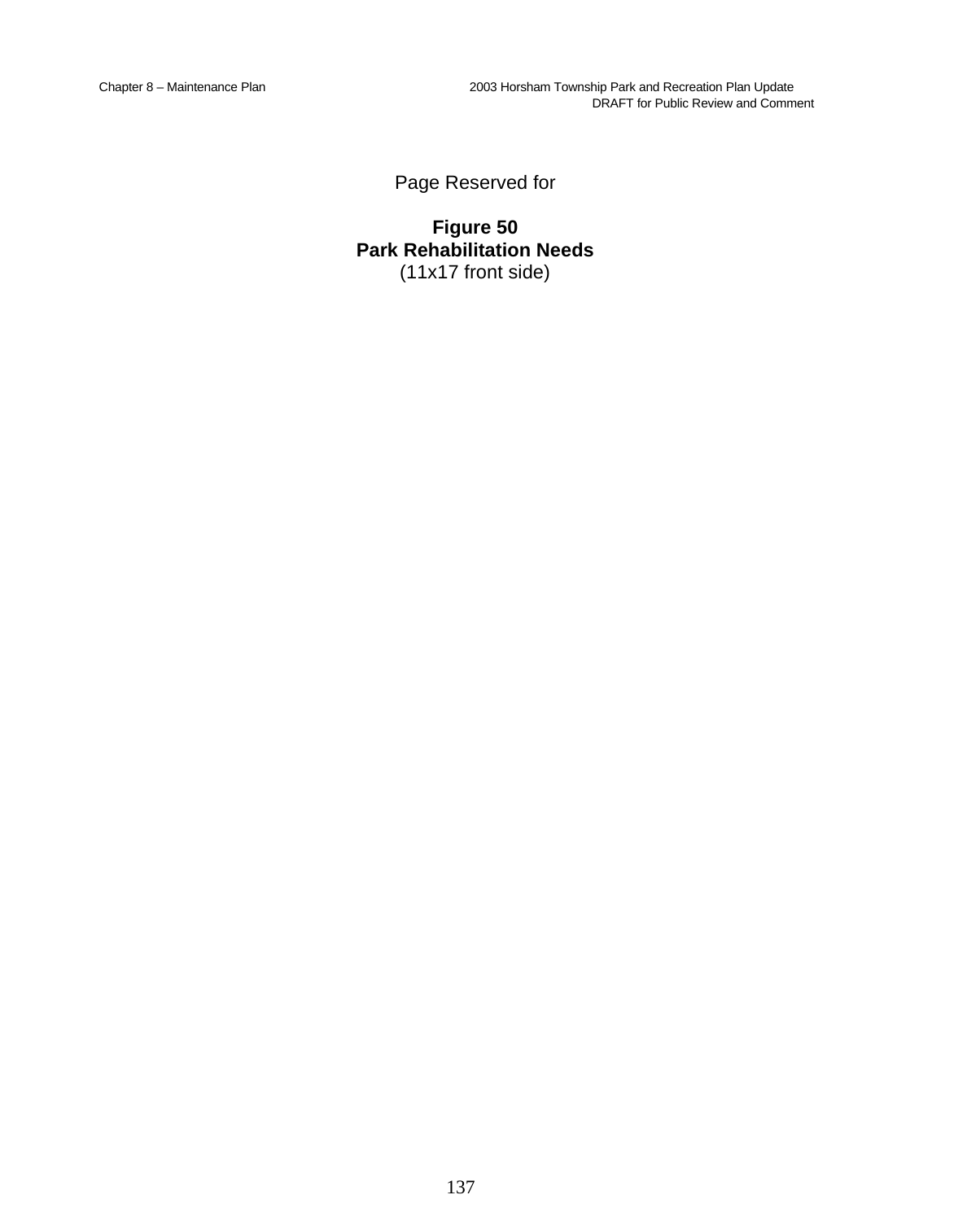Page Reserved for

**Figure 50**
**Park Rehabilitation Needs**
(11x17 front side)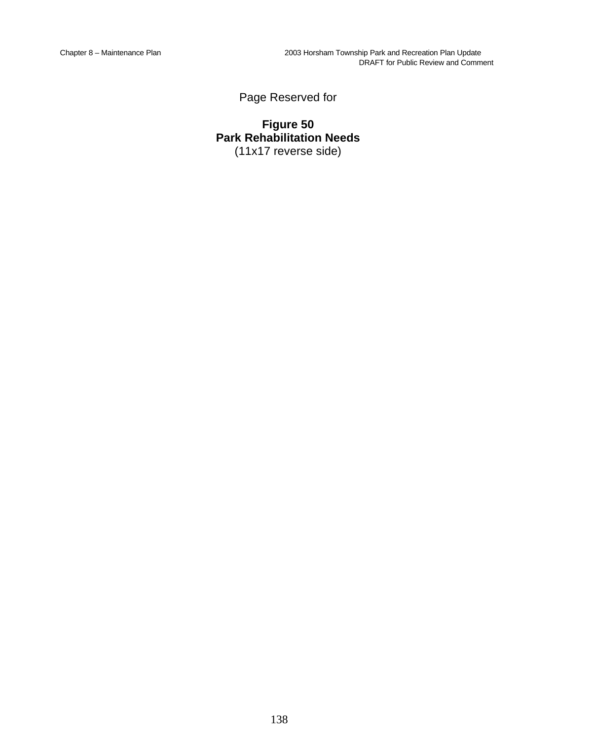Page Reserved for

**Figure 50**
**Park Rehabilitation Needs**
(11x17 reverse side)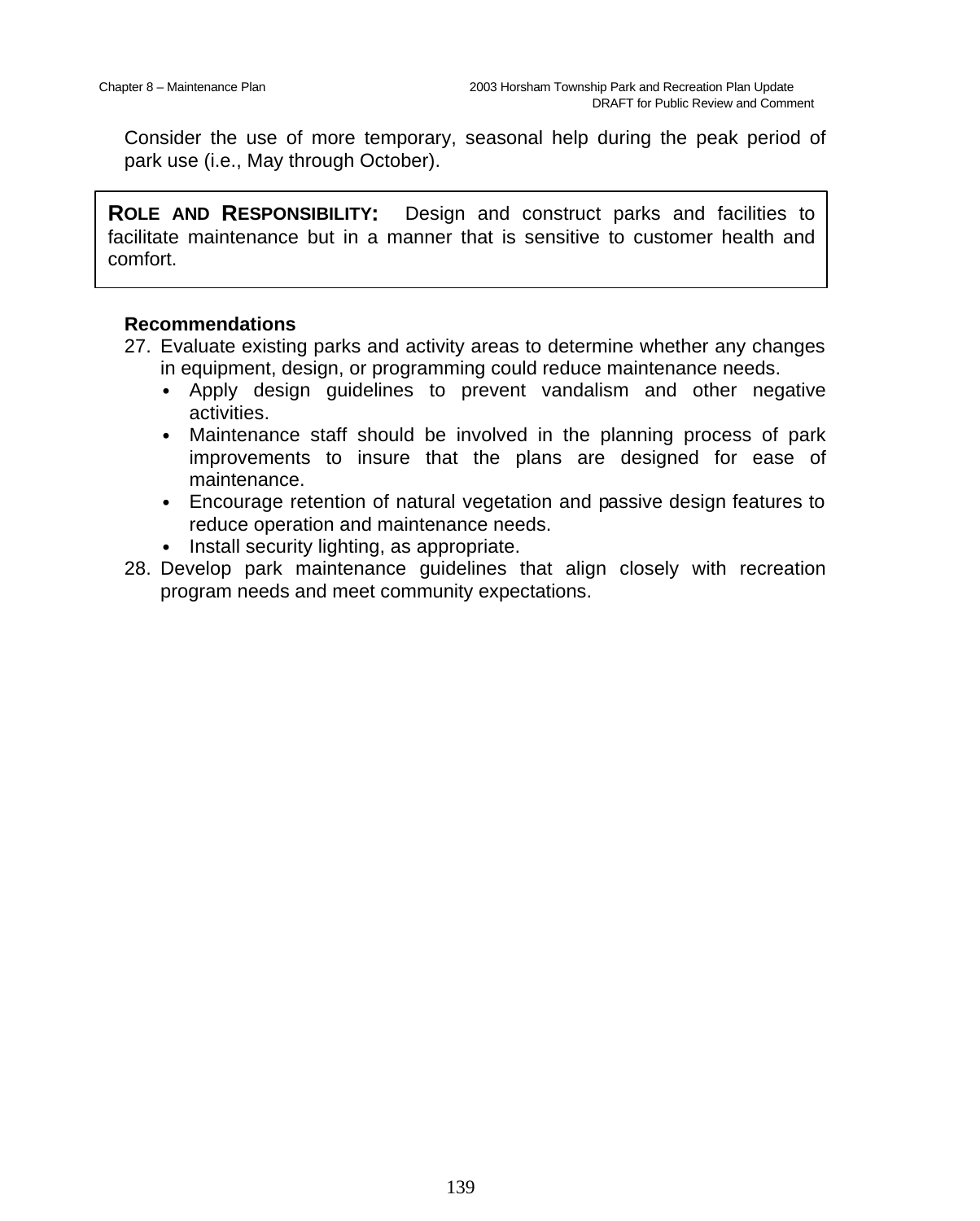Consider the use of more temporary, seasonal help during the peak period of park use (i.e., May through October).

**ROLE AND RESPONSIBILITY:** Design and construct parks and facilities to facilitate maintenance but in a manner that is sensitive to customer health and comfort.

**Recommendations**

27. Evaluate existing parks and activity areas to determine whether any changes in equipment, design, or programming could reduce maintenance needs.
    - Apply design guidelines to prevent vandalism and other negative activities.
    - Maintenance staff should be involved in the planning process of park improvements to insure that the plans are designed for ease of maintenance.
    - Encourage retention of natural vegetation and passive design features to reduce operation and maintenance needs.
    - Install security lighting, as appropriate.
28. Develop park maintenance guidelines that align closely with recreation program needs and meet community expectations.